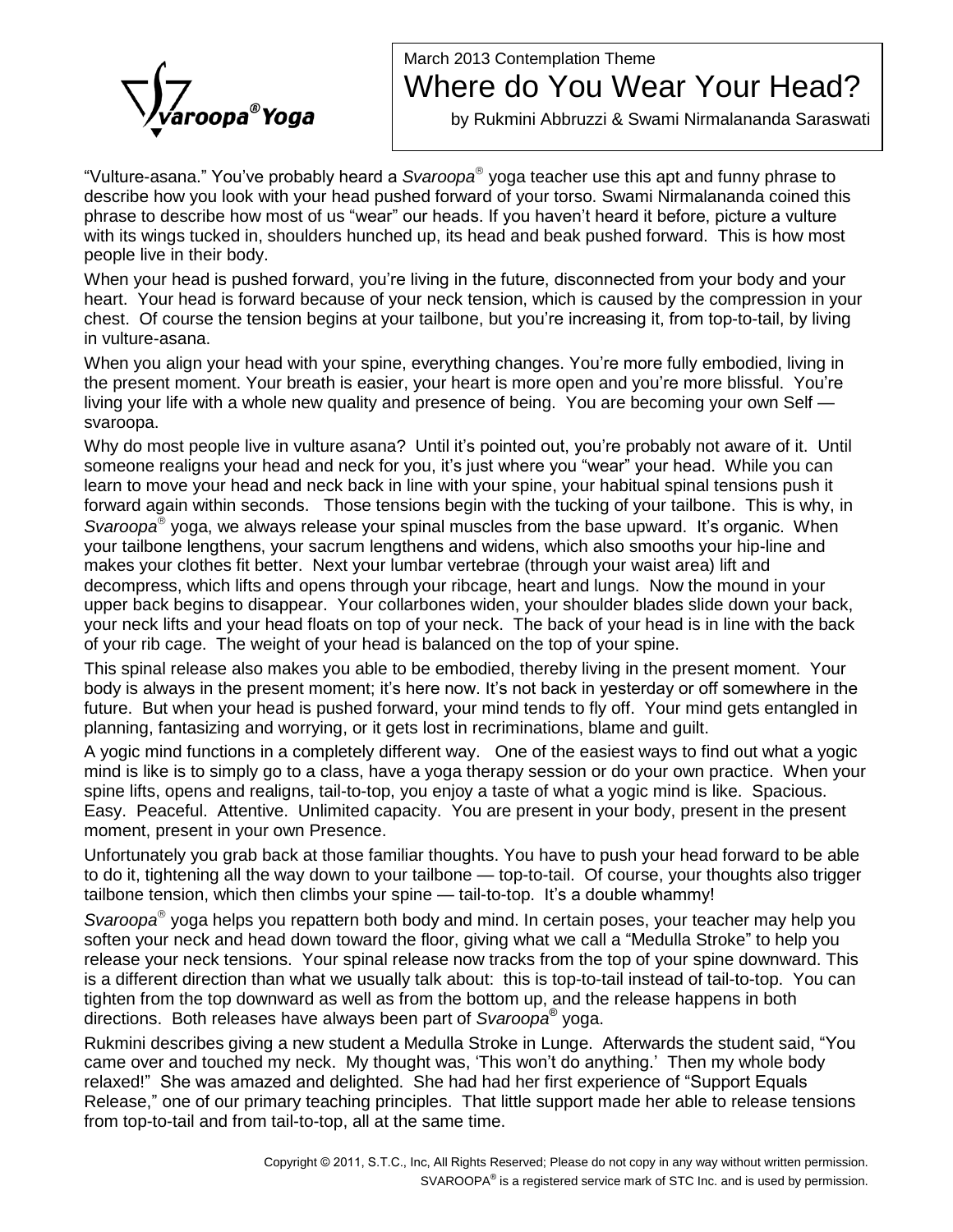Svaroopa® Yoga

March 2013 Contemplation Theme

# Where do You Wear Your Head?

by Rukmini Abbruzzi & Swami Nirmalananda Saraswati

"Vulture-asana." You've probably heard a *Svaroopa*® yoga teacher use this apt and funny phrase to describe how you look with your head pushed forward of your torso. Swami Nirmalananda coined this phrase to describe how most of us "wear" our heads. If you haven't heard it before, picture a vulture with its wings tucked in, shoulders hunched up, its head and beak pushed forward. This is how most people live in their body.

When your head is pushed forward, you're living in the future, disconnected from your body and your heart. Your head is forward because of your neck tension, which is caused by the compression in your chest. Of course the tension begins at your tailbone, but you're increasing it, from top-to-tail, by living in vulture-asana.

When you align your head with your spine, everything changes. You're more fully embodied, living in the present moment. Your breath is easier, your heart is more open and you're more blissful. You're living your life with a whole new quality and presence of being. You are becoming your own Self — svaroopa.

Why do most people live in vulture asana? Until it's pointed out, you're probably not aware of it. Until someone realigns your head and neck for you, it's just where you "wear" your head. While you can learn to move your head and neck back in line with your spine, your habitual spinal tensions push it forward again within seconds. Those tensions begin with the tucking of your tailbone. This is why, in *Svaroopa*® yoga, we always release your spinal muscles from the base upward. It's organic. When your tailbone lengthens, your sacrum lengthens and widens, which also smooths your hip-line and makes your clothes fit better. Next your lumbar vertebrae (through your waist area) lift and decompress, which lifts and opens through your ribcage, heart and lungs. Now the mound in your upper back begins to disappear. Your collarbones widen, your shoulder blades slide down your back, your neck lifts and your head floats on top of your neck. The back of your head is in line with the back of your rib cage. The weight of your head is balanced on the top of your spine.

This spinal release also makes you able to be embodied, thereby living in the present moment. Your body is always in the present moment; it's here now. It's not back in yesterday or off somewhere in the future. But when your head is pushed forward, your mind tends to fly off. Your mind gets entangled in planning, fantasizing and worrying, or it gets lost in recriminations, blame and guilt.

A yogic mind functions in a completely different way. One of the easiest ways to find out what a yogic mind is like is to simply go to a class, have a yoga therapy session or do your own practice. When your spine lifts, opens and realigns, tail-to-top, you enjoy a taste of what a yogic mind is like. Spacious. Easy. Peaceful. Attentive. Unlimited capacity. You are present in your body, present in the present moment, present in your own Presence.

Unfortunately you grab back at those familiar thoughts. You have to push your head forward to be able to do it, tightening all the way down to your tailbone — top-to-tail. Of course, your thoughts also trigger tailbone tension, which then climbs your spine — tail-to-top. It's a double whammy!

*Svaroopa*® yoga helps you repattern both body and mind. In certain poses, your teacher may help you soften your neck and head down toward the floor, giving what we call a "Medulla Stroke" to help you release your neck tensions. Your spinal release now tracks from the top of your spine downward. This is a different direction than what we usually talk about: this is top-to-tail instead of tail-to-top. You can tighten from the top downward as well as from the bottom up, and the release happens in both directions. Both releases have always been part of *Svaroopa*® yoga.

Rukmini describes giving a new student a Medulla Stroke in Lunge. Afterwards the student said, "You came over and touched my neck. My thought was, 'This won't do anything.' Then my whole body relaxed!" She was amazed and delighted. She had had her first experience of "Support Equals Release," one of our primary teaching principles. That little support made her able to release tensions from top-to-tail and from tail-to-top, all at the same time.

Copyright © 2011, S.T.C., Inc, All Rights Reserved; Please do not copy in any way without written permission.
SVAROOPA® is a registered service mark of STC Inc. and is used by permission.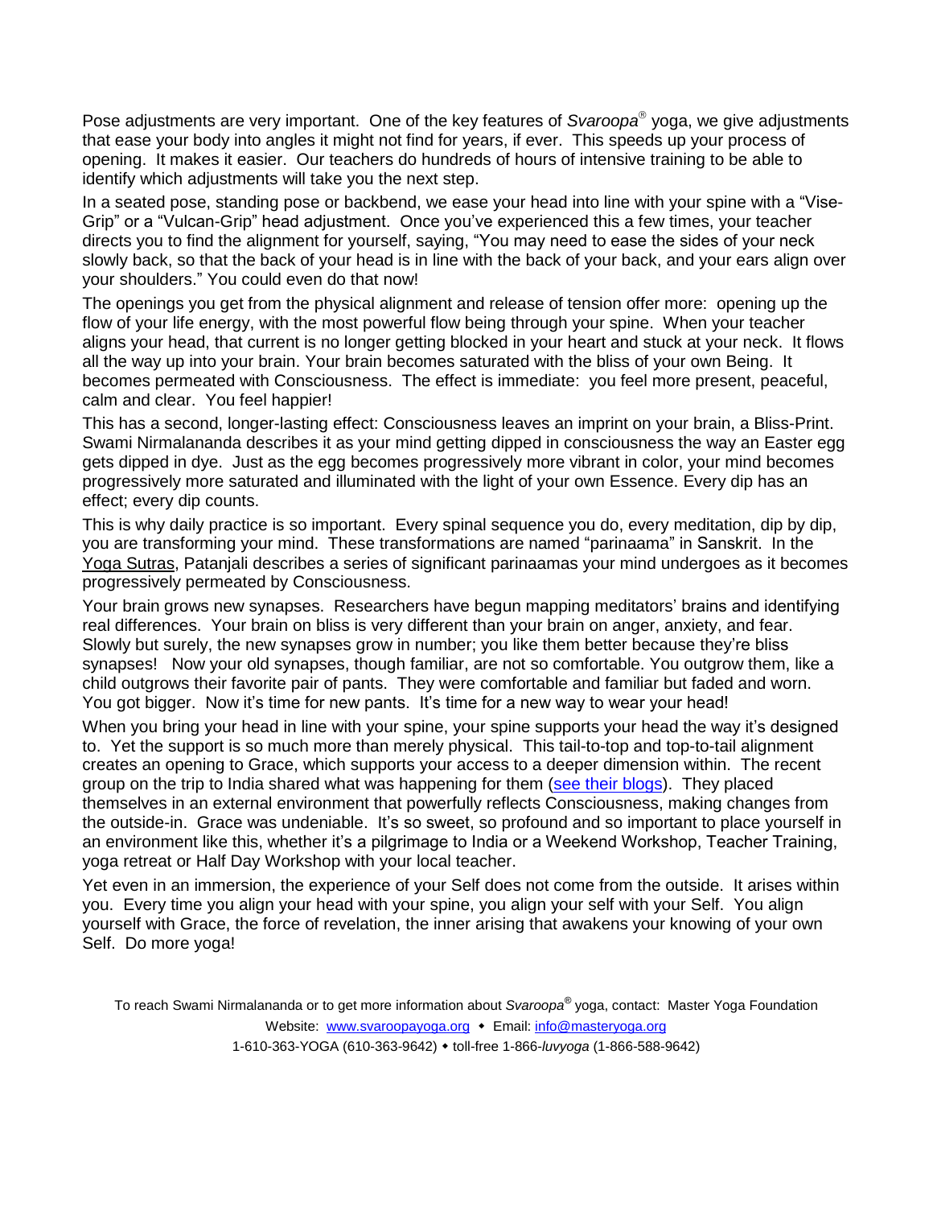Pose adjustments are very important. One of the key features of *Svaroopa*® yoga, we give adjustments that ease your body into angles it might not find for years, if ever. This speeds up your process of opening. It makes it easier. Our teachers do hundreds of hours of intensive training to be able to identify which adjustments will take you the next step.

In a seated pose, standing pose or backbend, we ease your head into line with your spine with a "Vise-Grip" or a "Vulcan-Grip" head adjustment. Once you've experienced this a few times, your teacher directs you to find the alignment for yourself, saying, "You may need to ease the sides of your neck slowly back, so that the back of your head is in line with the back of your back, and your ears align over your shoulders." You could even do that now!

The openings you get from the physical alignment and release of tension offer more: opening up the flow of your life energy, with the most powerful flow being through your spine. When your teacher aligns your head, that current is no longer getting blocked in your heart and stuck at your neck. It flows all the way up into your brain. Your brain becomes saturated with the bliss of your own Being. It becomes permeated with Consciousness. The effect is immediate: you feel more present, peaceful, calm and clear. You feel happier!

This has a second, longer-lasting effect: Consciousness leaves an imprint on your brain, a Bliss-Print. Swami Nirmalananda describes it as your mind getting dipped in consciousness the way an Easter egg gets dipped in dye. Just as the egg becomes progressively more vibrant in color, your mind becomes progressively more saturated and illuminated with the light of your own Essence. Every dip has an effect; every dip counts.

This is why daily practice is so important. Every spinal sequence you do, every meditation, dip by dip, you are transforming your mind. These transformations are named "parinaama" in Sanskrit. In the Yoga Sutras, Patanjali describes a series of significant parinaamas your mind undergoes as it becomes progressively permeated by Consciousness.

Your brain grows new synapses. Researchers have begun mapping meditators' brains and identifying real differences. Your brain on bliss is very different than your brain on anger, anxiety, and fear. Slowly but surely, the new synapses grow in number; you like them better because they're bliss synapses! Now your old synapses, though familiar, are not so comfortable. You outgrow them, like a child outgrows their favorite pair of pants. They were comfortable and familiar but faded and worn. You got bigger. Now it's time for new pants. It's time for a new way to wear your head!

When you bring your head in line with your spine, your spine supports your head the way it's designed to. Yet the support is so much more than merely physical. This tail-to-top and top-to-tail alignment creates an opening to Grace, which supports your access to a deeper dimension within. The recent group on the trip to India shared what was happening for them (see their blogs). They placed themselves in an external environment that powerfully reflects Consciousness, making changes from the outside-in. Grace was undeniable. It's so sweet, so profound and so important to place yourself in an environment like this, whether it's a pilgrimage to India or a Weekend Workshop, Teacher Training, yoga retreat or Half Day Workshop with your local teacher.

Yet even in an immersion, the experience of your Self does not come from the outside. It arises within you. Every time you align your head with your spine, you align your self with your Self. You align yourself with Grace, the force of revelation, the inner arising that awakens your knowing of your own Self. Do more yoga!

To reach Swami Nirmalananda or to get more information about *Svaroopa*® yoga, contact: Master Yoga Foundation

Website: www.svaroopayoga.org • Email: info@masteryoga.org

1-610-363-YOGA (610-363-9642) • toll-free 1-866-*luvyoga* (1-866-588-9642)